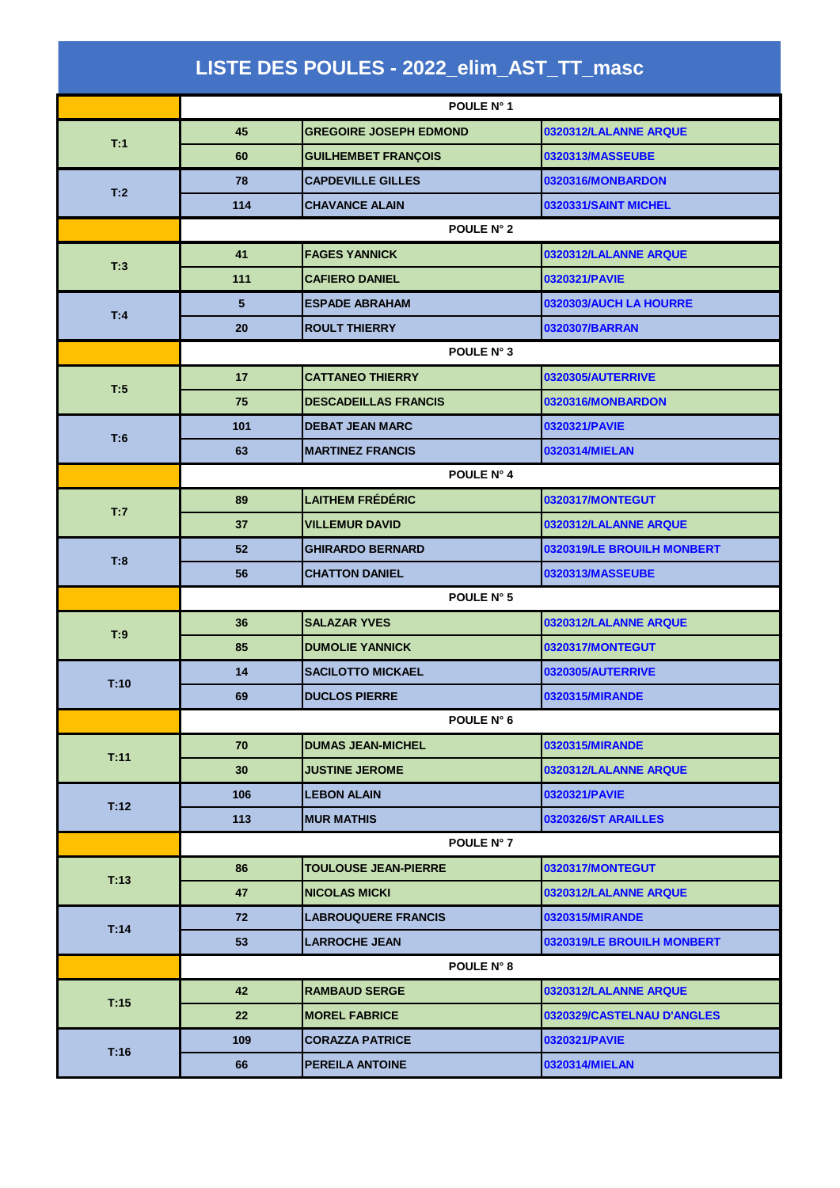# LISTE DES POULES - 2022_elim_AST_TT_masc

| | | POULE N° 1 | |
|---|---|---|---|
| T:1 | 45 | GREGOIRE JOSEPH EDMOND | 0320312/LALANNE ARQUE |
| | 60 | GUILHEMBET FRANÇOIS | 0320313/MASSEUBE |
| T:2 | 78 | CAPDEVILLE GILLES | 0320316/MONBARDON |
| | 114 | CHAVANCE ALAIN | 0320331/SAINT MICHEL |
| | | POULE N° 2 | |
| T:3 | 41 | FAGES YANNICK | 0320312/LALANNE ARQUE |
| | 111 | CAFIERO DANIEL | 0320321/PAVIE |
| T:4 | 5 | ESPADE ABRAHAM | 0320303/AUCH LA HOURRE |
| | 20 | ROULT THIERRY | 0320307/BARRAN |
| | | POULE N° 3 | |
| T:5 | 17 | CATTANEO THIERRY | 0320305/AUTERRIVE |
| | 75 | DESCADEILLAS FRANCIS | 0320316/MONBARDON |
| T:6 | 101 | DEBAT JEAN MARC | 0320321/PAVIE |
| | 63 | MARTINEZ FRANCIS | 0320314/MIELAN |
| | | POULE N° 4 | |
| T:7 | 89 | LAITHEM FRÉDÉRIC | 0320317/MONTEGUT |
| | 37 | VILLEMUR DAVID | 0320312/LALANNE ARQUE |
| T:8 | 52 | GHIRARDO BERNARD | 0320319/LE BROUILH MONBERT |
| | 56 | CHATTON DANIEL | 0320313/MASSEUBE |
| | | POULE N° 5 | |
| T:9 | 36 | SALAZAR YVES | 0320312/LALANNE ARQUE |
| | 85 | DUMOLIE YANNICK | 0320317/MONTEGUT |
| T:10 | 14 | SACILOTTO MICKAEL | 0320305/AUTERRIVE |
| | 69 | DUCLOS PIERRE | 0320315/MIRANDE |
| | | POULE N° 6 | |
| T:11 | 70 | DUMAS JEAN-MICHEL | 0320315/MIRANDE |
| | 30 | JUSTINE JEROME | 0320312/LALANNE ARQUE |
| T:12 | 106 | LEBON ALAIN | 0320321/PAVIE |
| | 113 | MUR MATHIS | 0320326/ST ARAILLES |
| | | POULE N° 7 | |
| T:13 | 86 | TOULOUSE JEAN-PIERRE | 0320317/MONTEGUT |
| | 47 | NICOLAS MICKI | 0320312/LALANNE ARQUE |
| T:14 | 72 | LABROUQUERE FRANCIS | 0320315/MIRANDE |
| | 53 | LARROCHE JEAN | 0320319/LE BROUILH MONBERT |
| | | POULE N° 8 | |
| T:15 | 42 | RAMBAUD SERGE | 0320312/LALANNE ARQUE |
| | 22 | MOREL FABRICE | 0320329/CASTELNAU D'ANGLES |
| T:16 | 109 | CORAZZA PATRICE | 0320321/PAVIE |
| | 66 | PEREILA ANTOINE | 0320314/MIELAN |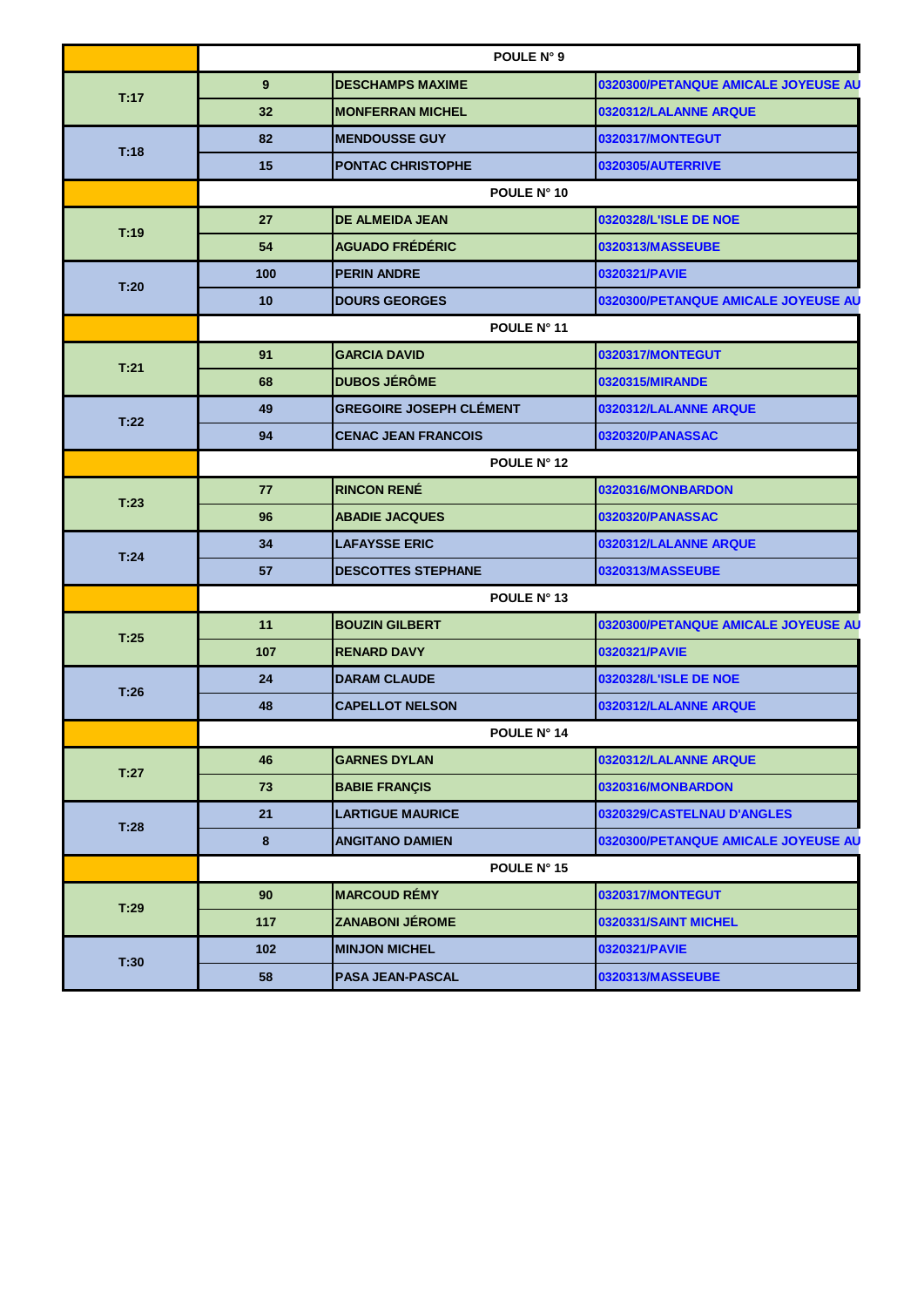| | POULE N° 9 | | |
|---|---|---|---|
| T:17 | 9 | DESCHAMPS MAXIME | 0320300/PETANQUE AMICALE JOYEUSE AU |
| | 32 | MONFERRAN MICHEL | 0320312/LALANNE ARQUE |
| T:18 | 82 | MENDOUSSE GUY | 0320317/MONTEGUT |
| | 15 | PONTAC CHRISTOPHE | 0320305/AUTERRIVE |
| | POULE N° 10 | | |
| T:19 | 27 | DE ALMEIDA JEAN | 0320328/L'ISLE DE NOE |
| | 54 | AGUADO FRÉDÉRIC | 0320313/MASSEUBE |
| T:20 | 100 | PERIN ANDRE | 0320321/PAVIE |
| | 10 | DOURS GEORGES | 0320300/PETANQUE AMICALE JOYEUSE AU |
| | POULE N° 11 | | |
| T:21 | 91 | GARCIA DAVID | 0320317/MONTEGUT |
| | 68 | DUBOS JÉRÔME | 0320315/MIRANDE |
| T:22 | 49 | GREGOIRE JOSEPH CLÉMENT | 0320312/LALANNE ARQUE |
| | 94 | CENAC JEAN FRANCOIS | 0320320/PANASSAC |
| | POULE N° 12 | | |
| T:23 | 77 | RINCON RENÉ | 0320316/MONBARDON |
| | 96 | ABADIE JACQUES | 0320320/PANASSAC |
| T:24 | 34 | LAFAYSSE ERIC | 0320312/LALANNE ARQUE |
| | 57 | DESCOTTES STEPHANE | 0320313/MASSEUBE |
| | POULE N° 13 | | |
| T:25 | 11 | BOUZIN GILBERT | 0320300/PETANQUE AMICALE JOYEUSE AU |
| | 107 | RENARD DAVY | 0320321/PAVIE |
| T:26 | 24 | DARAM CLAUDE | 0320328/L'ISLE DE NOE |
| | 48 | CAPELLOT NELSON | 0320312/LALANNE ARQUE |
| | POULE N° 14 | | |
| T:27 | 46 | GARNES DYLAN | 0320312/LALANNE ARQUE |
| | 73 | BABIE FRANÇIS | 0320316/MONBARDON |
| T:28 | 21 | LARTIGUE MAURICE | 0320329/CASTELNAU D'ANGLES |
| | 8 | ANGITANO DAMIEN | 0320300/PETANQUE AMICALE JOYEUSE AU |
| | POULE N° 15 | | |
| T:29 | 90 | MARCOUD RÉMY | 0320317/MONTEGUT |
| | 117 | ZANABONI JÉROME | 0320331/SAINT MICHEL |
| T:30 | 102 | MINJON MICHEL | 0320321/PAVIE |
| | 58 | PASA JEAN-PASCAL | 0320313/MASSEUBE |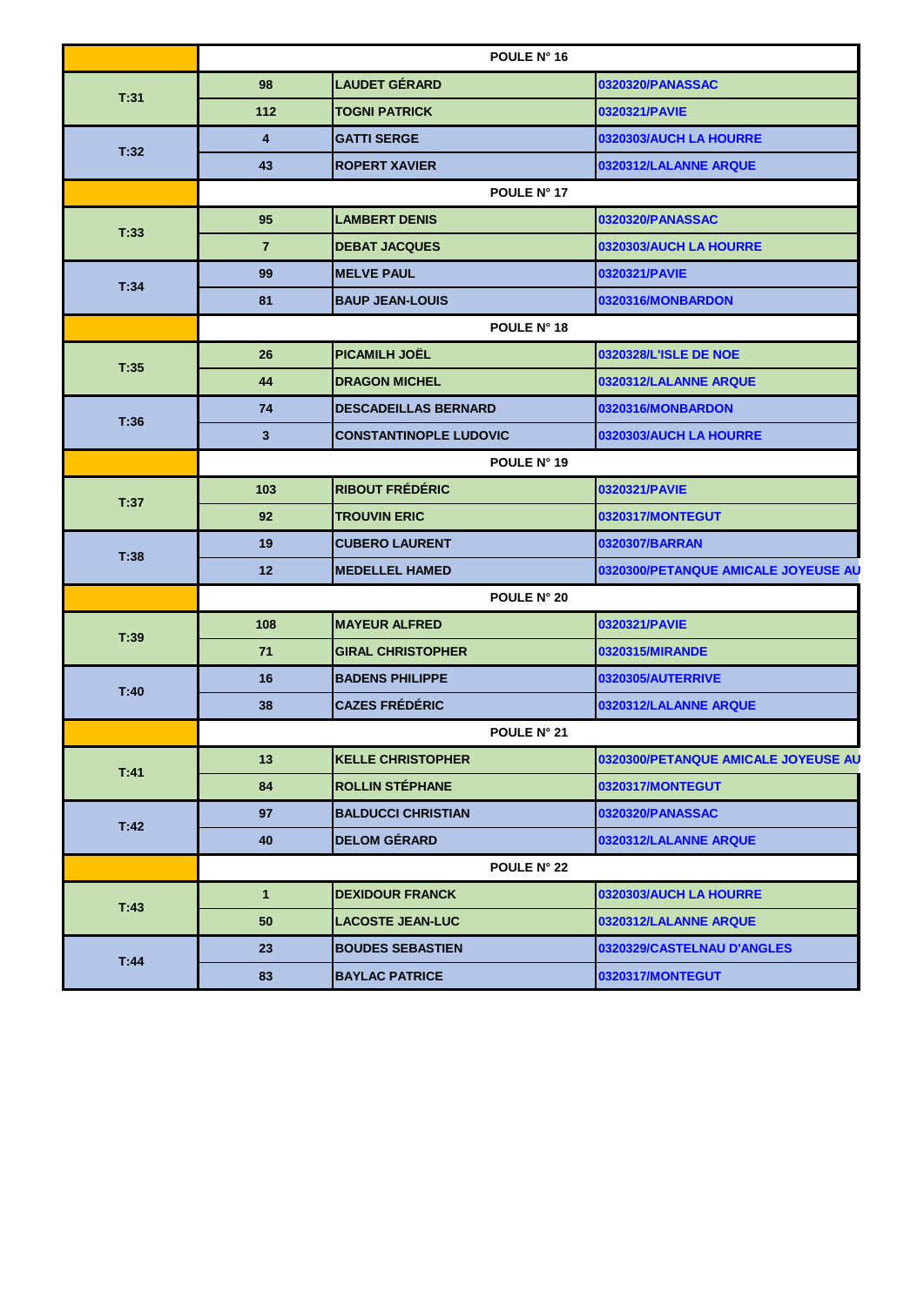| | | POULE N° 16 | |
|---|---|---|---|
| T:31 | 98 | LAUDET GÉRARD | 0320320/PANASSAC |
| | 112 | TOGNI PATRICK | 0320321/PAVIE |
| T:32 | 4 | GATTI SERGE | 0320303/AUCH LA HOURRE |
| | 43 | ROPERT XAVIER | 0320312/LALANNE ARQUE |
| | | POULE N° 17 | |
| T:33 | 95 | LAMBERT DENIS | 0320320/PANASSAC |
| | 7 | DEBAT JACQUES | 0320303/AUCH LA HOURRE |
| T:34 | 99 | MELVE PAUL | 0320321/PAVIE |
| | 81 | BAUP JEAN-LOUIS | 0320316/MONBARDON |
| | | POULE N° 18 | |
| T:35 | 26 | PICAMILH JOËL | 0320328/L'ISLE DE NOE |
| | 44 | DRAGON MICHEL | 0320312/LALANNE ARQUE |
| T:36 | 74 | DESCADEILLAS BERNARD | 0320316/MONBARDON |
| | 3 | CONSTANTINOPLE LUDOVIC | 0320303/AUCH LA HOURRE |
| | | POULE N° 19 | |
| T:37 | 103 | RIBOUT FRÉDÉRIC | 0320321/PAVIE |
| | 92 | TROUVIN ERIC | 0320317/MONTEGUT |
| T:38 | 19 | CUBERO LAURENT | 0320307/BARRAN |
| | 12 | MEDELLEL HAMED | 0320300/PETANQUE AMICALE JOYEUSE AU |
| | | POULE N° 20 | |
| T:39 | 108 | MAYEUR ALFRED | 0320321/PAVIE |
| | 71 | GIRAL CHRISTOPHER | 0320315/MIRANDE |
| T:40 | 16 | BADENS PHILIPPE | 0320305/AUTERRIVE |
| | 38 | CAZES FRÉDÉRIC | 0320312/LALANNE ARQUE |
| | | POULE N° 21 | |
| T:41 | 13 | KELLE CHRISTOPHER | 0320300/PETANQUE AMICALE JOYEUSE AU |
| | 84 | ROLLIN STÉPHANE | 0320317/MONTEGUT |
| T:42 | 97 | BALDUCCI CHRISTIAN | 0320320/PANASSAC |
| | 40 | DELOM GÉRARD | 0320312/LALANNE ARQUE |
| | | POULE N° 22 | |
| T:43 | 1 | DEXIDOUR FRANCK | 0320303/AUCH LA HOURRE |
| | 50 | LACOSTE JEAN-LUC | 0320312/LALANNE ARQUE |
| T:44 | 23 | BOUDES SEBASTIEN | 0320329/CASTELNAU D'ANGLES |
| | 83 | BAYLAC PATRICE | 0320317/MONTEGUT |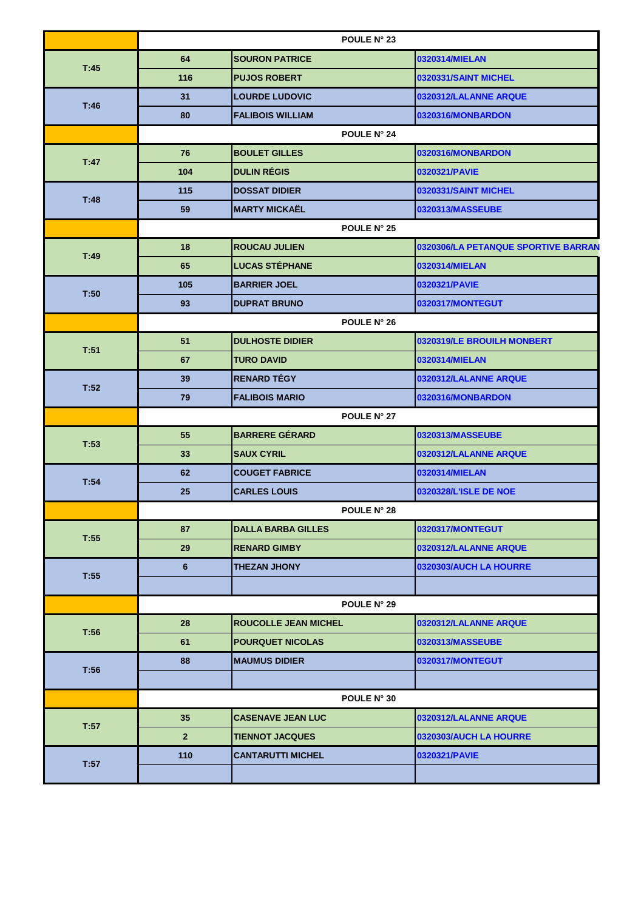| | | | |
|---|---|---|---|
| | POULE N° 23 | | |
| T:45 | 64 | SOURON PATRICE | 0320314/MIELAN |
| | 116 | PUJOS ROBERT | 0320331/SAINT MICHEL |
| T:46 | 31 | LOURDE LUDOVIC | 0320312/LALANNE ARQUE |
| | 80 | FALIBOIS WILLIAM | 0320316/MONBARDON |
| | POULE N° 24 | | |
| T:47 | 76 | BOULET GILLES | 0320316/MONBARDON |
| | 104 | DULIN RÉGIS | 0320321/PAVIE |
| T:48 | 115 | DOSSAT DIDIER | 0320331/SAINT MICHEL |
| | 59 | MARTY MICKAËL | 0320313/MASSEUBE |
| | POULE N° 25 | | |
| T:49 | 18 | ROUCAU JULIEN | 0320306/LA PETANQUE SPORTIVE BARRAN |
| | 65 | LUCAS STÉPHANE | 0320314/MIELAN |
| T:50 | 105 | BARRIER JOEL | 0320321/PAVIE |
| | 93 | DUPRAT BRUNO | 0320317/MONTEGUT |
| | POULE N° 26 | | |
| T:51 | 51 | DULHOSTE DIDIER | 0320319/LE BROUILH MONBERT |
| | 67 | TURO DAVID | 0320314/MIELAN |
| T:52 | 39 | RENARD TÉGY | 0320312/LALANNE ARQUE |
| | 79 | FALIBOIS MARIO | 0320316/MONBARDON |
| | POULE N° 27 | | |
| T:53 | 55 | BARRERE GÉRARD | 0320313/MASSEUBE |
| | 33 | SAUX CYRIL | 0320312/LALANNE ARQUE |
| T:54 | 62 | COUGET FABRICE | 0320314/MIELAN |
| | 25 | CARLES LOUIS | 0320328/L'ISLE DE NOE |
| | POULE N° 28 | | |
| T:55 | 87 | DALLA BARBA GILLES | 0320317/MONTEGUT |
| | 29 | RENARD GIMBY | 0320312/LALANNE ARQUE |
| T:55 | 6 | THEZAN JHONY | 0320303/AUCH LA HOURRE |
| | | | |
| | POULE N° 29 | | |
| T:56 | 28 | ROUCOLLE JEAN MICHEL | 0320312/LALANNE ARQUE |
| | 61 | POURQUET NICOLAS | 0320313/MASSEUBE |
| T:56 | 88 | MAUMUS DIDIER | 0320317/MONTEGUT |
| | | | |
| | POULE N° 30 | | |
| T:57 | 35 | CASENAVE JEAN LUC | 0320312/LALANNE ARQUE |
| | 2 | TIENNOT JACQUES | 0320303/AUCH LA HOURRE |
| T:57 | 110 | CANTARUTTI MICHEL | 0320321/PAVIE |
| | | | |